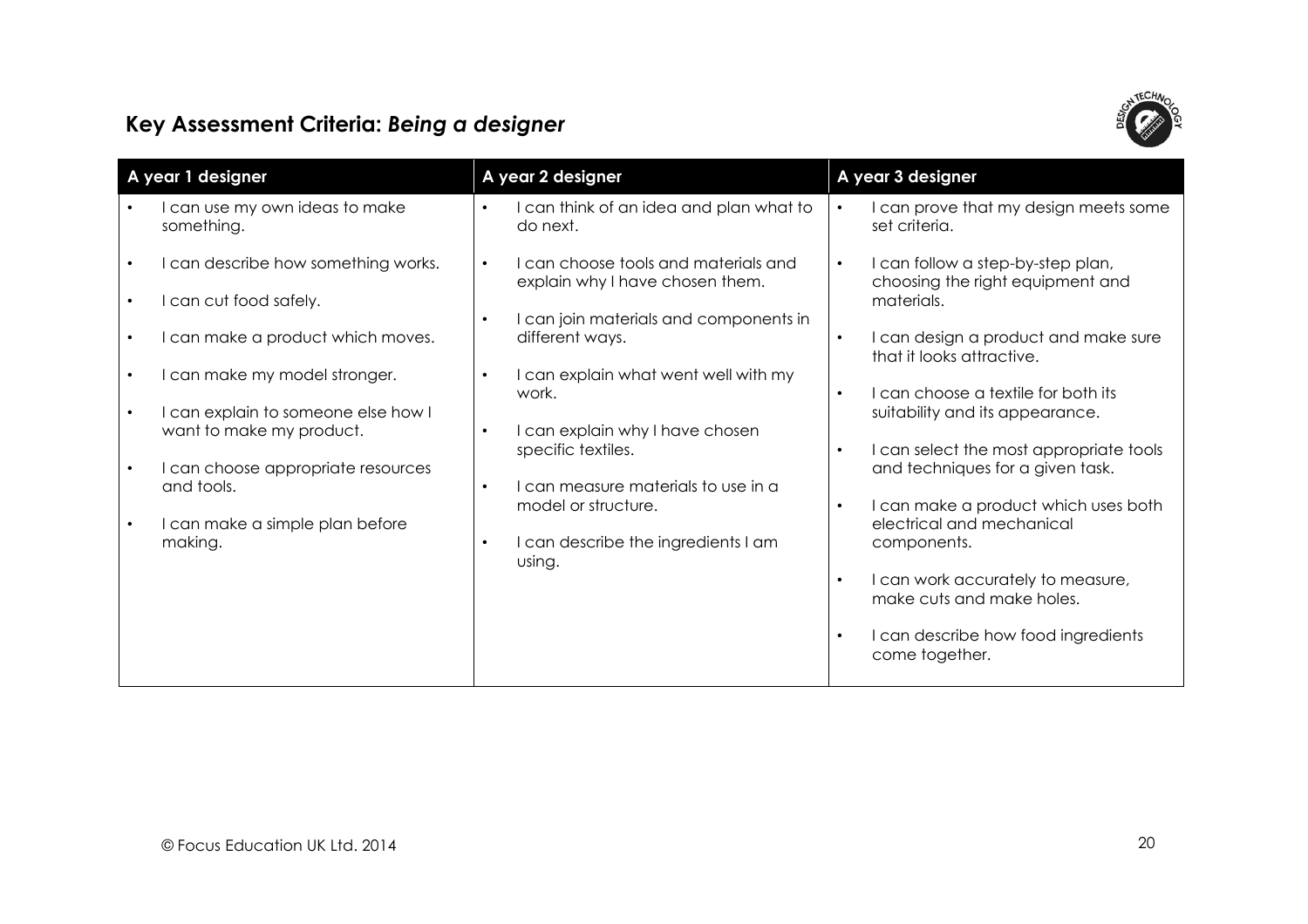## Key Assessment Criteria: *Being a designer*

| A year 1 designer | A year 2 designer | A year 3 designer |
|---|---|---|
| • I can use my own ideas to make something.<br>• I can describe how something works.<br>• I can cut food safely.<br>• I can make a product which moves.<br>• I can make my model stronger.<br>• I can explain to someone else how I want to make my product.<br>• I can choose appropriate resources and tools.<br>• I can make a simple plan before making. | • I can think of an idea and plan what to do next.<br>• I can choose tools and materials and explain why I have chosen them.<br>• I can join materials and components in different ways.<br>• I can explain what went well with my work.<br>• I can explain why I have chosen specific textiles.<br>• I can measure materials to use in a model or structure.<br>• I can describe the ingredients I am using. | • I can prove that my design meets some set criteria.<br>• I can follow a step-by-step plan, choosing the right equipment and materials.<br>• I can design a product and make sure that it looks attractive.<br>• I can choose a textile for both its suitability and its appearance.<br>• I can select the most appropriate tools and techniques for a given task.<br>• I can make a product which uses both electrical and mechanical components.<br>• I can work accurately to measure, make cuts and make holes.<br>• I can describe how food ingredients come together. |

© Focus Education UK Ltd. 2014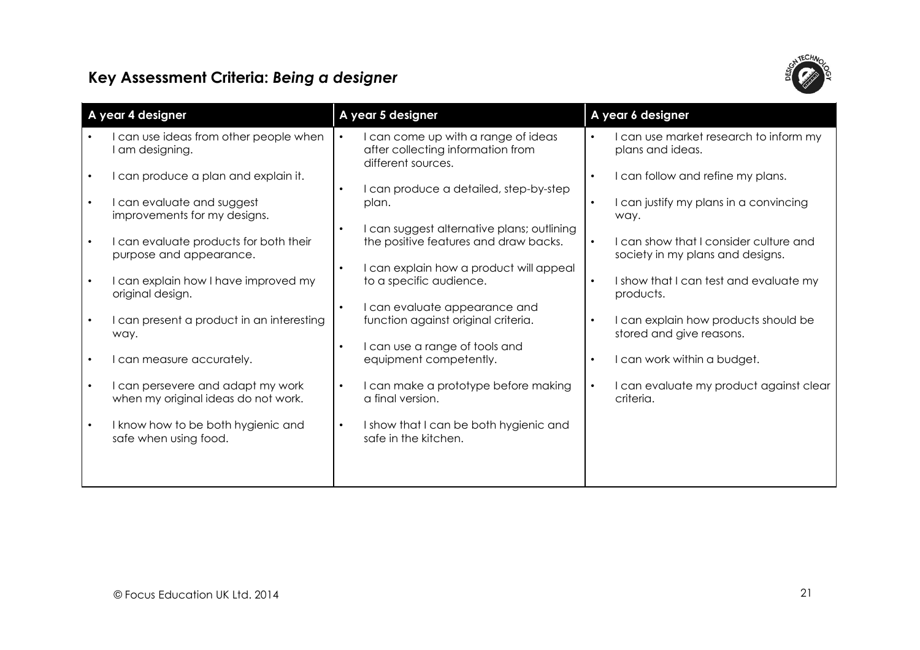## Key Assessment Criteria: *Being a designer*

| A year 4 designer | A year 5 designer | A year 6 designer |
|---|---|---|
| • I can use ideas from other people when I am designing.<br>• I can produce a plan and explain it.<br>• I can evaluate and suggest improvements for my designs.<br>• I can evaluate products for both their purpose and appearance.<br>• I can explain how I have improved my original design.<br>• I can present a product in an interesting way.<br>• I can measure accurately.<br>• I can persevere and adapt my work when my original ideas do not work.<br>• I know how to be both hygienic and safe when using food. | • I can come up with a range of ideas after collecting information from different sources.<br>• I can produce a detailed, step-by-step plan.<br>• I can suggest alternative plans; outlining the positive features and draw backs.<br>• I can explain how a product will appeal to a specific audience.<br>• I can evaluate appearance and function against original criteria.<br>• I can use a range of tools and equipment competently.<br>• I can make a prototype before making a final version.<br>• I show that I can be both hygienic and safe in the kitchen. | • I can use market research to inform my plans and ideas.<br>• I can follow and refine my plans.<br>• I can justify my plans in a convincing way.<br>• I can show that I consider culture and society in my plans and designs.<br>• I show that I can test and evaluate my products.<br>• I can explain how products should be stored and give reasons.<br>• I can work within a budget.<br>• I can evaluate my product against clear criteria. |

© Focus Education UK Ltd. 2014